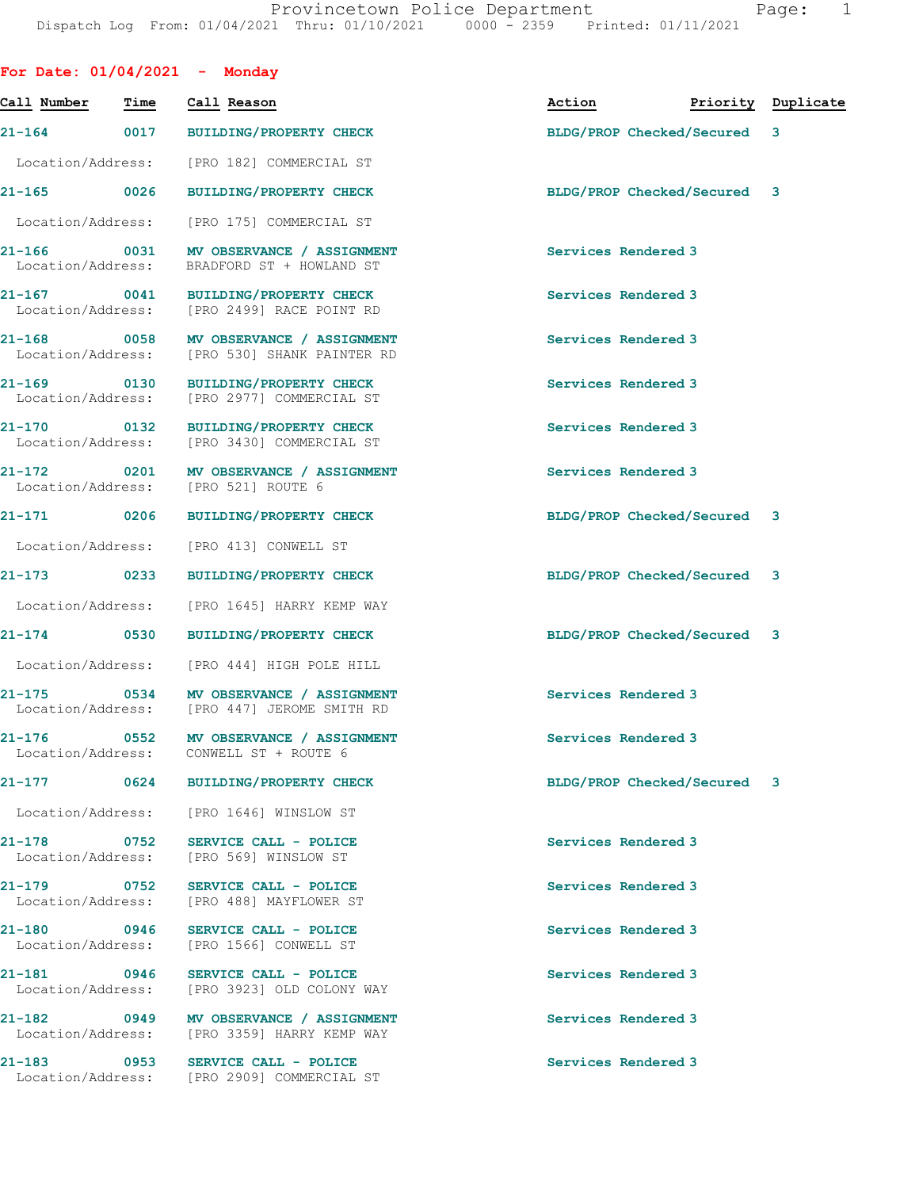# Provincetown Police Department

Dispatch Log From: 01/04/2021 Thru: 01/10/2021 0000 - 2359 Printed: 01/11/2021

## For Date: 01/04/2021 - Monday

| Call Number | Time | Call Reason | Location/Address | Action | Priority | Duplicate |
|---|---|---|---|---|---|---|
| 21-164 | 0017 | BUILDING/PROPERTY CHECK | [PRO 182] COMMERCIAL ST | BLDG/PROP Checked/Secured | 3 | |
| 21-165 | 0026 | BUILDING/PROPERTY CHECK | [PRO 175] COMMERCIAL ST | BLDG/PROP Checked/Secured | 3 | |
| 21-166 | 0031 | MV OBSERVANCE / ASSIGNMENT | BRADFORD ST + HOWLAND ST | Services Rendered | 3 | |
| 21-167 | 0041 | BUILDING/PROPERTY CHECK | [PRO 2499] RACE POINT RD | Services Rendered | 3 | |
| 21-168 | 0058 | MV OBSERVANCE / ASSIGNMENT | [PRO 530] SHANK PAINTER RD | Services Rendered | 3 | |
| 21-169 | 0130 | BUILDING/PROPERTY CHECK | [PRO 2977] COMMERCIAL ST | Services Rendered | 3 | |
| 21-170 | 0132 | BUILDING/PROPERTY CHECK | [PRO 3430] COMMERCIAL ST | Services Rendered | 3 | |
| 21-172 | 0201 | MV OBSERVANCE / ASSIGNMENT | [PRO 521] ROUTE 6 | Services Rendered | 3 | |
| 21-171 | 0206 | BUILDING/PROPERTY CHECK | [PRO 413] CONWELL ST | BLDG/PROP Checked/Secured | 3 | |
| 21-173 | 0233 | BUILDING/PROPERTY CHECK | [PRO 1645] HARRY KEMP WAY | BLDG/PROP Checked/Secured | 3 | |
| 21-174 | 0530 | BUILDING/PROPERTY CHECK | [PRO 444] HIGH POLE HILL | BLDG/PROP Checked/Secured | 3 | |
| 21-175 | 0534 | MV OBSERVANCE / ASSIGNMENT | [PRO 447] JEROME SMITH RD | Services Rendered | 3 | |
| 21-176 | 0552 | MV OBSERVANCE / ASSIGNMENT | CONWELL ST + ROUTE 6 | Services Rendered | 3 | |
| 21-177 | 0624 | BUILDING/PROPERTY CHECK | [PRO 1646] WINSLOW ST | BLDG/PROP Checked/Secured | 3 | |
| 21-178 | 0752 | SERVICE CALL - POLICE | [PRO 569] WINSLOW ST | Services Rendered | 3 | |
| 21-179 | 0752 | SERVICE CALL - POLICE | [PRO 488] MAYFLOWER ST | Services Rendered | 3 | |
| 21-180 | 0946 | SERVICE CALL - POLICE | [PRO 1566] CONWELL ST | Services Rendered | 3 | |
| 21-181 | 0946 | SERVICE CALL - POLICE | [PRO 3923] OLD COLONY WAY | Services Rendered | 3 | |
| 21-182 | 0949 | MV OBSERVANCE / ASSIGNMENT | [PRO 3359] HARRY KEMP WAY | Services Rendered | 3 | |
| 21-183 | 0953 | SERVICE CALL - POLICE | [PRO 2909] COMMERCIAL ST | Services Rendered | 3 | |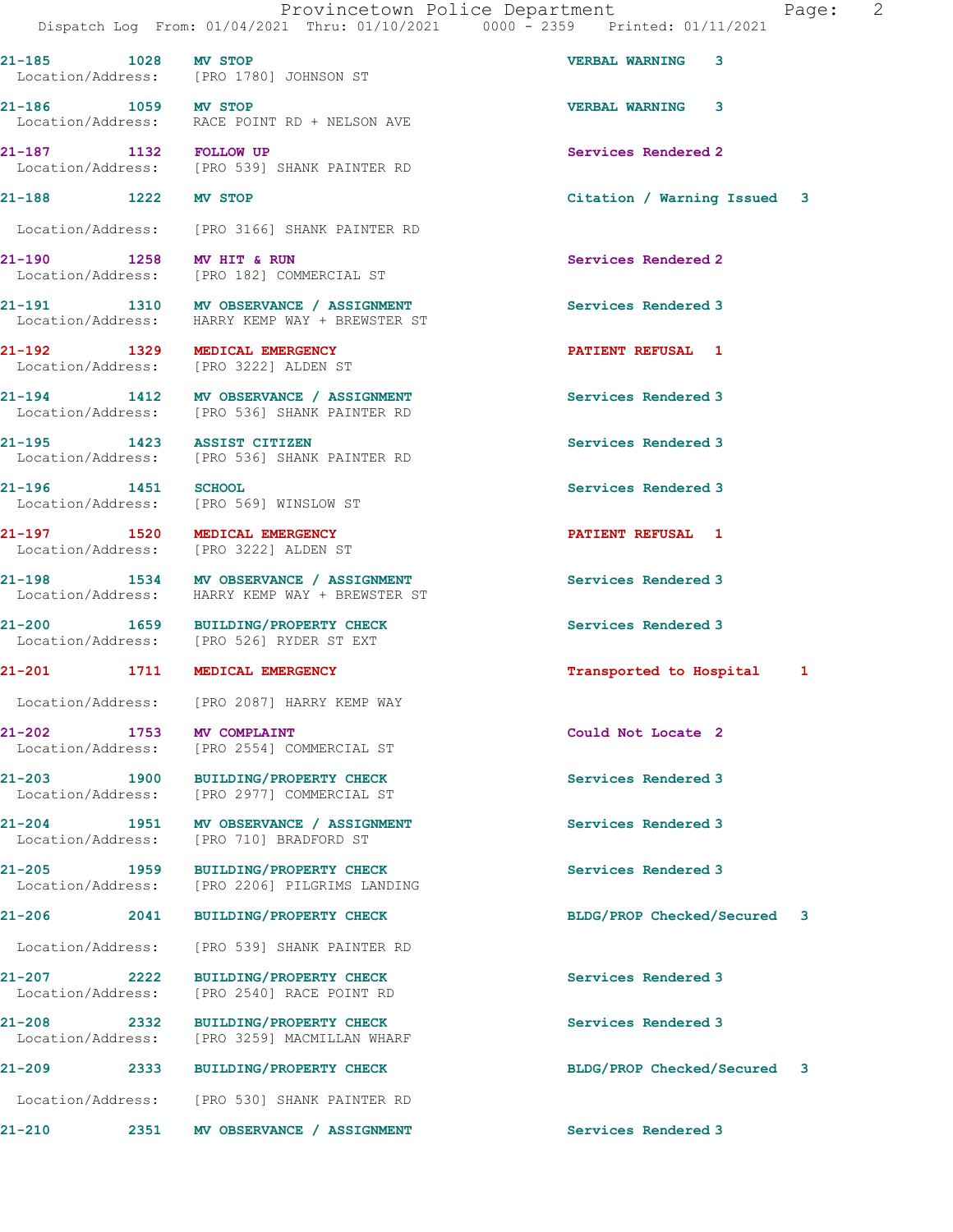21-185 1028 MV STOP VERBAL WARNING 3
Location/Address: [PRO 1780] JOHNSON ST

21-186 1059 MV STOP VERBAL WARNING 3
Location/Address: RACE POINT RD + NELSON AVE

21-187 1132 FOLLOW UP Services Rendered 2
Location/Address: [PRO 539] SHANK PAINTER RD

21-188 1222 MV STOP Citation / Warning Issued 3
Location/Address: [PRO 3166] SHANK PAINTER RD

21-190 1258 MV HIT & RUN Services Rendered 2
Location/Address: [PRO 182] COMMERCIAL ST

21-191 1310 MV OBSERVANCE / ASSIGNMENT Services Rendered 3
Location/Address: HARRY KEMP WAY + BREWSTER ST

21-192 1329 MEDICAL EMERGENCY PATIENT REFUSAL 1
Location/Address: [PRO 3222] ALDEN ST

21-194 1412 MV OBSERVANCE / ASSIGNMENT Services Rendered 3
Location/Address: [PRO 536] SHANK PAINTER RD

21-195 1423 ASSIST CITIZEN Services Rendered 3
Location/Address: [PRO 536] SHANK PAINTER RD

21-196 1451 SCHOOL Services Rendered 3
Location/Address: [PRO 569] WINSLOW ST

21-197 1520 MEDICAL EMERGENCY PATIENT REFUSAL 1
Location/Address: [PRO 3222] ALDEN ST

21-198 1534 MV OBSERVANCE / ASSIGNMENT Services Rendered 3
Location/Address: HARRY KEMP WAY + BREWSTER ST

21-200 1659 BUILDING/PROPERTY CHECK Services Rendered 3
Location/Address: [PRO 526] RYDER ST EXT

21-201 1711 MEDICAL EMERGENCY Transported to Hospital 1
Location/Address: [PRO 2087] HARRY KEMP WAY

21-202 1753 MV COMPLAINT Could Not Locate 2
Location/Address: [PRO 2554] COMMERCIAL ST

21-203 1900 BUILDING/PROPERTY CHECK Services Rendered 3
Location/Address: [PRO 2977] COMMERCIAL ST

21-204 1951 MV OBSERVANCE / ASSIGNMENT Services Rendered 3
Location/Address: [PRO 710] BRADFORD ST

21-205 1959 BUILDING/PROPERTY CHECK Services Rendered 3
Location/Address: [PRO 2206] PILGRIMS LANDING

21-206 2041 BUILDING/PROPERTY CHECK BLDG/PROP Checked/Secured 3
Location/Address: [PRO 539] SHANK PAINTER RD

21-207 2222 BUILDING/PROPERTY CHECK Services Rendered 3
Location/Address: [PRO 2540] RACE POINT RD

21-208 2332 BUILDING/PROPERTY CHECK Services Rendered 3
Location/Address: [PRO 3259] MACMILLAN WHARF

21-209 2333 BUILDING/PROPERTY CHECK BLDG/PROP Checked/Secured 3
Location/Address: [PRO 530] SHANK PAINTER RD

21-210 2351 MV OBSERVANCE / ASSIGNMENT Services Rendered 3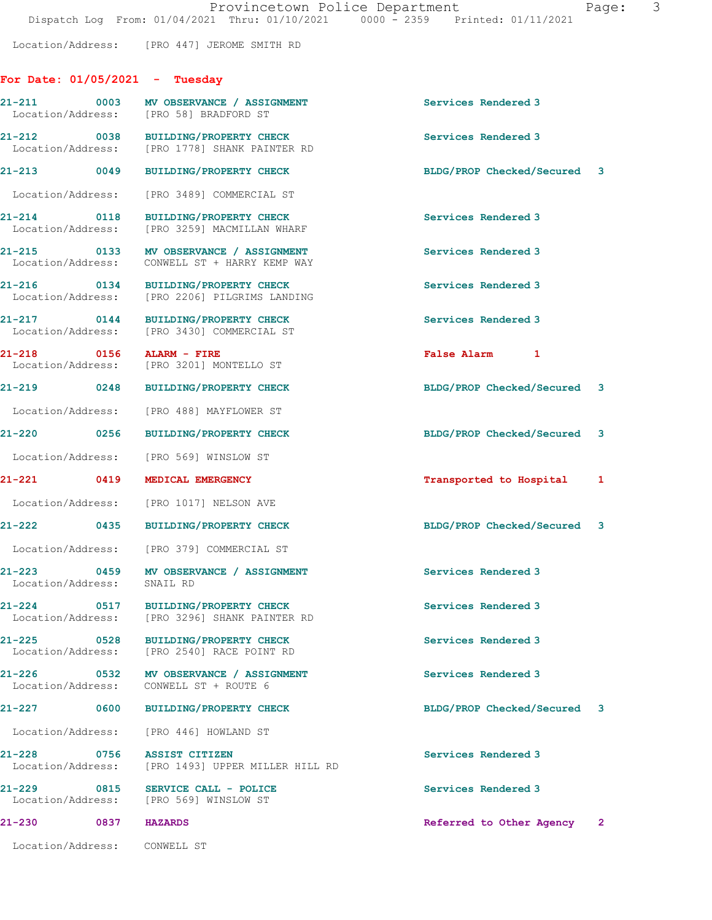Location/Address: [PRO 447] JEROME SMITH RD

## For Date: 01/05/2021 - Tuesday

| Call # | Time | Call Reason | Action | Priority |
|---|---|---|---|---|
| 21-211 | 0003 | MV OBSERVANCE / ASSIGNMENT<br>Location/Address: [PRO 58] BRADFORD ST | Services Rendered | 3 |
| 21-212 | 0038 | BUILDING/PROPERTY CHECK<br>Location/Address: [PRO 1778] SHANK PAINTER RD | Services Rendered | 3 |
| 21-213 | 0049 | BUILDING/PROPERTY CHECK<br>Location/Address: [PRO 3489] COMMERCIAL ST | BLDG/PROP Checked/Secured | 3 |
| 21-214 | 0118 | BUILDING/PROPERTY CHECK<br>Location/Address: [PRO 3259] MACMILLAN WHARF | Services Rendered | 3 |
| 21-215 | 0133 | MV OBSERVANCE / ASSIGNMENT<br>Location/Address: CONWELL ST + HARRY KEMP WAY | Services Rendered | 3 |
| 21-216 | 0134 | BUILDING/PROPERTY CHECK<br>Location/Address: [PRO 2206] PILGRIMS LANDING | Services Rendered | 3 |
| 21-217 | 0144 | BUILDING/PROPERTY CHECK<br>Location/Address: [PRO 3430] COMMERCIAL ST | Services Rendered | 3 |
| 21-218 | 0156 | ALARM - FIRE<br>Location/Address: [PRO 3201] MONTELLO ST | False Alarm | 1 |
| 21-219 | 0248 | BUILDING/PROPERTY CHECK<br>Location/Address: [PRO 488] MAYFLOWER ST | BLDG/PROP Checked/Secured | 3 |
| 21-220 | 0256 | BUILDING/PROPERTY CHECK<br>Location/Address: [PRO 569] WINSLOW ST | BLDG/PROP Checked/Secured | 3 |
| 21-221 | 0419 | MEDICAL EMERGENCY<br>Location/Address: [PRO 1017] NELSON AVE | Transported to Hospital | 1 |
| 21-222 | 0435 | BUILDING/PROPERTY CHECK<br>Location/Address: [PRO 379] COMMERCIAL ST | BLDG/PROP Checked/Secured | 3 |
| 21-223 | 0459 | MV OBSERVANCE / ASSIGNMENT<br>Location/Address: SNAIL RD | Services Rendered | 3 |
| 21-224 | 0517 | BUILDING/PROPERTY CHECK<br>Location/Address: [PRO 3296] SHANK PAINTER RD | Services Rendered | 3 |
| 21-225 | 0528 | BUILDING/PROPERTY CHECK<br>Location/Address: [PRO 2540] RACE POINT RD | Services Rendered | 3 |
| 21-226 | 0532 | MV OBSERVANCE / ASSIGNMENT<br>Location/Address: CONWELL ST + ROUTE 6 | Services Rendered | 3 |
| 21-227 | 0600 | BUILDING/PROPERTY CHECK<br>Location/Address: [PRO 446] HOWLAND ST | BLDG/PROP Checked/Secured | 3 |
| 21-228 | 0756 | ASSIST CITIZEN<br>Location/Address: [PRO 1493] UPPER MILLER HILL RD | Services Rendered | 3 |
| 21-229 | 0815 | SERVICE CALL - POLICE<br>Location/Address: [PRO 569] WINSLOW ST | Services Rendered | 3 |
| 21-230 | 0837 | HAZARDS<br>Location/Address: CONWELL ST | Referred to Other Agency | 2 |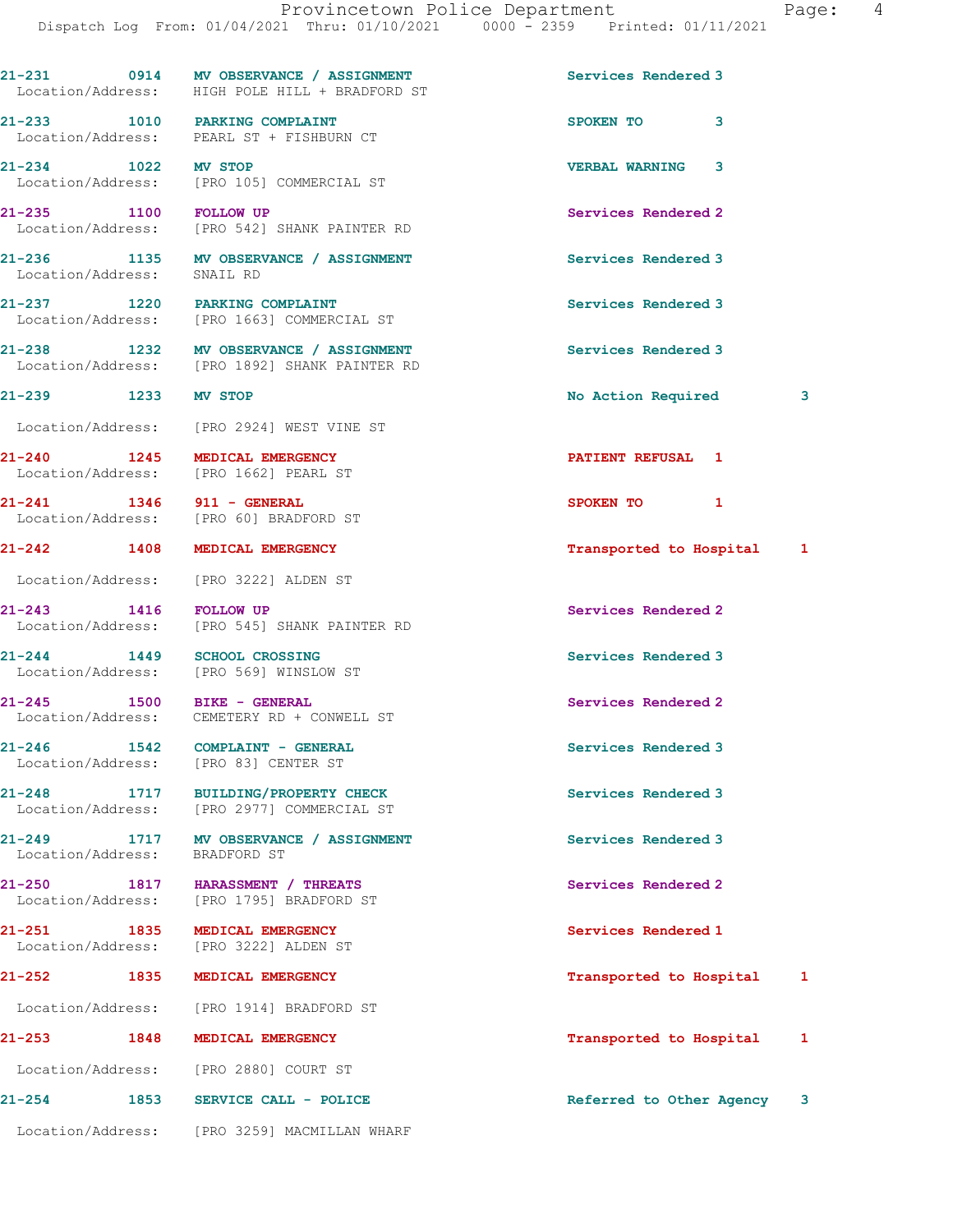| Call # | Time | Call Reason | Action | Priority |
| --- | --- | --- | --- | --- |
| 21-231 | 0914 | MV OBSERVANCE / ASSIGNMENT<br>Location/Address: HIGH POLE HILL + BRADFORD ST | Services Rendered | 3 |
| 21-233 | 1010 | PARKING COMPLAINT<br>Location/Address: PEARL ST + FISHBURN CT | SPOKEN TO | 3 |
| 21-234 | 1022 | MV STOP<br>Location/Address: [PRO 105] COMMERCIAL ST | VERBAL WARNING | 3 |
| 21-235 | 1100 | FOLLOW UP<br>Location/Address: [PRO 542] SHANK PAINTER RD | Services Rendered | 2 |
| 21-236 | 1135 | MV OBSERVANCE / ASSIGNMENT<br>Location/Address: SNAIL RD | Services Rendered | 3 |
| 21-237 | 1220 | PARKING COMPLAINT<br>Location/Address: [PRO 1663] COMMERCIAL ST | Services Rendered | 3 |
| 21-238 | 1232 | MV OBSERVANCE / ASSIGNMENT<br>Location/Address: [PRO 1892] SHANK PAINTER RD | Services Rendered | 3 |
| 21-239 | 1233 | MV STOP<br>Location/Address: [PRO 2924] WEST VINE ST | No Action Required | 3 |
| 21-240 | 1245 | MEDICAL EMERGENCY<br>Location/Address: [PRO 1662] PEARL ST | PATIENT REFUSAL | 1 |
| 21-241 | 1346 | 911 - GENERAL<br>Location/Address: [PRO 60] BRADFORD ST | SPOKEN TO | 1 |
| 21-242 | 1408 | MEDICAL EMERGENCY<br>Location/Address: [PRO 3222] ALDEN ST | Transported to Hospital | 1 |
| 21-243 | 1416 | FOLLOW UP<br>Location/Address: [PRO 545] SHANK PAINTER RD | Services Rendered | 2 |
| 21-244 | 1449 | SCHOOL CROSSING<br>Location/Address: [PRO 569] WINSLOW ST | Services Rendered | 3 |
| 21-245 | 1500 | BIKE - GENERAL<br>Location/Address: CEMETERY RD + CONWELL ST | Services Rendered | 2 |
| 21-246 | 1542 | COMPLAINT - GENERAL<br>Location/Address: [PRO 83] CENTER ST | Services Rendered | 3 |
| 21-248 | 1717 | BUILDING/PROPERTY CHECK<br>Location/Address: [PRO 2977] COMMERCIAL ST | Services Rendered | 3 |
| 21-249 | 1717 | MV OBSERVANCE / ASSIGNMENT<br>Location/Address: BRADFORD ST | Services Rendered | 3 |
| 21-250 | 1817 | HARASSMENT / THREATS<br>Location/Address: [PRO 1795] BRADFORD ST | Services Rendered | 2 |
| 21-251 | 1835 | MEDICAL EMERGENCY<br>Location/Address: [PRO 3222] ALDEN ST | Services Rendered | 1 |
| 21-252 | 1835 | MEDICAL EMERGENCY<br>Location/Address: [PRO 1914] BRADFORD ST | Transported to Hospital | 1 |
| 21-253 | 1848 | MEDICAL EMERGENCY<br>Location/Address: [PRO 2880] COURT ST | Transported to Hospital | 1 |
| 21-254 | 1853 | SERVICE CALL - POLICE<br>Location/Address: [PRO 3259] MACMILLAN WHARF | Referred to Other Agency | 3 |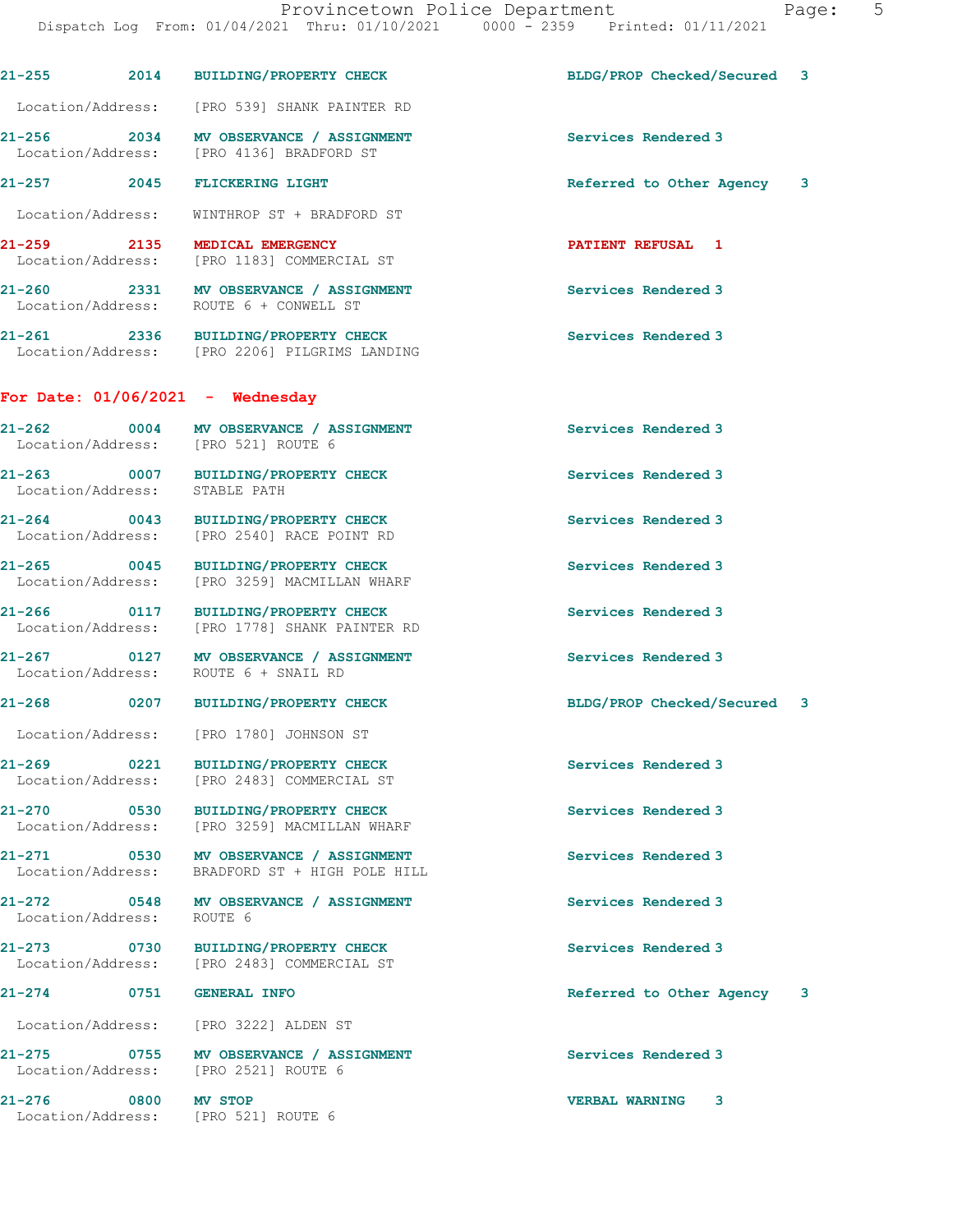21-255 2014 **BUILDING/PROPERTY CHECK** BLDG/PROP Checked/Secured 3
Location/Address: [PRO 539] SHANK PAINTER RD

21-256 2034 **MV OBSERVANCE / ASSIGNMENT** Services Rendered 3
Location/Address: [PRO 4136] BRADFORD ST

21-257 2045 **FLICKERING LIGHT** Referred to Other Agency 3
Location/Address: WINTHROP ST + BRADFORD ST

21-259 2135 **MEDICAL EMERGENCY** PATIENT REFUSAL 1
Location/Address: [PRO 1183] COMMERCIAL ST

21-260 2331 **MV OBSERVANCE / ASSIGNMENT** Services Rendered 3
Location/Address: ROUTE 6 + CONWELL ST

21-261 2336 **BUILDING/PROPERTY CHECK** Services Rendered 3
Location/Address: [PRO 2206] PILGRIMS LANDING

## For Date: 01/06/2021 - Wednesday

21-262 0004 **MV OBSERVANCE / ASSIGNMENT** Services Rendered 3
Location/Address: [PRO 521] ROUTE 6

21-263 0007 **BUILDING/PROPERTY CHECK** Services Rendered 3
Location/Address: STABLE PATH

21-264 0043 **BUILDING/PROPERTY CHECK** Services Rendered 3
Location/Address: [PRO 2540] RACE POINT RD

21-265 0045 **BUILDING/PROPERTY CHECK** Services Rendered 3
Location/Address: [PRO 3259] MACMILLAN WHARF

21-266 0117 **BUILDING/PROPERTY CHECK** Services Rendered 3
Location/Address: [PRO 1778] SHANK PAINTER RD

21-267 0127 **MV OBSERVANCE / ASSIGNMENT** Services Rendered 3
Location/Address: ROUTE 6 + SNAIL RD

21-268 0207 **BUILDING/PROPERTY CHECK** BLDG/PROP Checked/Secured 3
Location/Address: [PRO 1780] JOHNSON ST

21-269 0221 **BUILDING/PROPERTY CHECK** Services Rendered 3
Location/Address: [PRO 2483] COMMERCIAL ST

21-270 0530 **BUILDING/PROPERTY CHECK** Services Rendered 3
Location/Address: [PRO 3259] MACMILLAN WHARF

21-271 0530 **MV OBSERVANCE / ASSIGNMENT** Services Rendered 3
Location/Address: BRADFORD ST + HIGH POLE HILL

21-272 0548 **MV OBSERVANCE / ASSIGNMENT** Services Rendered 3
Location/Address: ROUTE 6

21-273 0730 **BUILDING/PROPERTY CHECK** Services Rendered 3
Location/Address: [PRO 2483] COMMERCIAL ST

21-274 0751 **GENERAL INFO** Referred to Other Agency 3
Location/Address: [PRO 3222] ALDEN ST

21-275 0755 **MV OBSERVANCE / ASSIGNMENT** Services Rendered 3
Location/Address: [PRO 2521] ROUTE 6

21-276 0800 **MV STOP** VERBAL WARNING 3
Location/Address: [PRO 521] ROUTE 6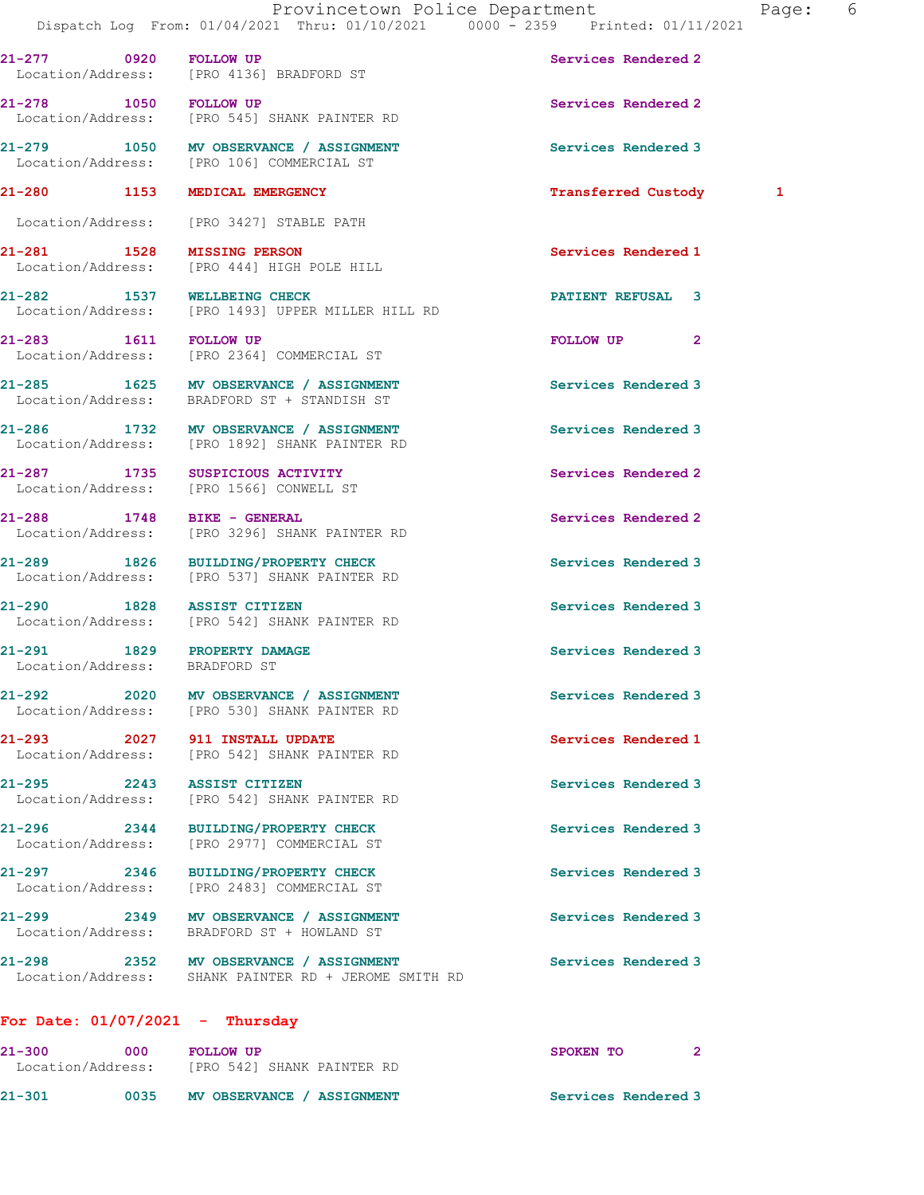21-277 0920 FOLLOW UP Services Rendered 2
Location/Address: [PRO 4136] BRADFORD ST

21-278 1050 FOLLOW UP Services Rendered 2
Location/Address: [PRO 545] SHANK PAINTER RD

21-279 1050 MV OBSERVANCE / ASSIGNMENT Services Rendered 3
Location/Address: [PRO 106] COMMERCIAL ST

21-280 1153 MEDICAL EMERGENCY Transferred Custody 1
Location/Address: [PRO 3427] STABLE PATH

21-281 1528 MISSING PERSON Services Rendered 1
Location/Address: [PRO 444] HIGH POLE HILL

21-282 1537 WELLBEING CHECK PATIENT REFUSAL 3
Location/Address: [PRO 1493] UPPER MILLER HILL RD

21-283 1611 FOLLOW UP FOLLOW UP 2
Location/Address: [PRO 2364] COMMERCIAL ST

21-285 1625 MV OBSERVANCE / ASSIGNMENT Services Rendered 3
Location/Address: BRADFORD ST + STANDISH ST

21-286 1732 MV OBSERVANCE / ASSIGNMENT Services Rendered 3
Location/Address: [PRO 1892] SHANK PAINTER RD

21-287 1735 SUSPICIOUS ACTIVITY Services Rendered 2
Location/Address: [PRO 1566] CONWELL ST

21-288 1748 BIKE - GENERAL Services Rendered 2
Location/Address: [PRO 3296] SHANK PAINTER RD

21-289 1826 BUILDING/PROPERTY CHECK Services Rendered 3
Location/Address: [PRO 537] SHANK PAINTER RD

21-290 1828 ASSIST CITIZEN Services Rendered 3
Location/Address: [PRO 542] SHANK PAINTER RD

21-291 1829 PROPERTY DAMAGE Services Rendered 3
Location/Address: BRADFORD ST

21-292 2020 MV OBSERVANCE / ASSIGNMENT Services Rendered 3
Location/Address: [PRO 530] SHANK PAINTER RD

21-293 2027 911 INSTALL UPDATE Services Rendered 1
Location/Address: [PRO 542] SHANK PAINTER RD

21-295 2243 ASSIST CITIZEN Services Rendered 3
Location/Address: [PRO 542] SHANK PAINTER RD

21-296 2344 BUILDING/PROPERTY CHECK Services Rendered 3
Location/Address: [PRO 2977] COMMERCIAL ST

21-297 2346 BUILDING/PROPERTY CHECK Services Rendered 3
Location/Address: [PRO 2483] COMMERCIAL ST

21-299 2349 MV OBSERVANCE / ASSIGNMENT Services Rendered 3
Location/Address: BRADFORD ST + HOWLAND ST

21-298 2352 MV OBSERVANCE / ASSIGNMENT Services Rendered 3
Location/Address: SHANK PAINTER RD + JEROME SMITH RD

**For Date: 01/07/2021 - Thursday**

21-300 000 FOLLOW UP SPOKEN TO 2
Location/Address: [PRO 542] SHANK PAINTER RD

21-301 0035 MV OBSERVANCE / ASSIGNMENT Services Rendered 3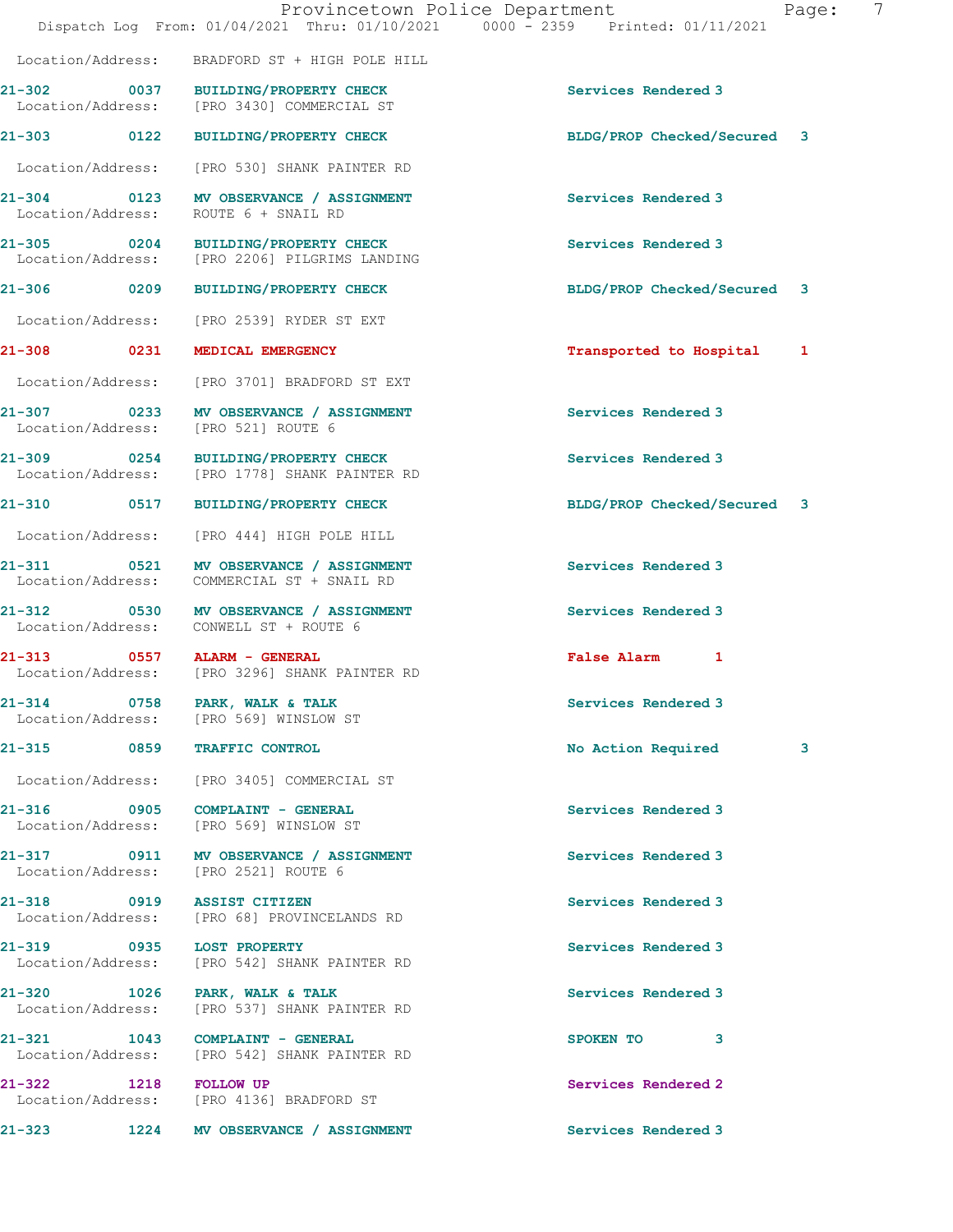Location/Address: BRADFORD ST + HIGH POLE HILL

**21-302 0037 BUILDING/PROPERTY CHECK** Services Rendered 3
Location/Address: [PRO 3430] COMMERCIAL ST

**21-303 0122 BUILDING/PROPERTY CHECK** BLDG/PROP Checked/Secured 3
Location/Address: [PRO 530] SHANK PAINTER RD

**21-304 0123 MV OBSERVANCE / ASSIGNMENT** Services Rendered 3
Location/Address: ROUTE 6 + SNAIL RD

**21-305 0204 BUILDING/PROPERTY CHECK** Services Rendered 3
Location/Address: [PRO 2206] PILGRIMS LANDING

**21-306 0209 BUILDING/PROPERTY CHECK** BLDG/PROP Checked/Secured 3
Location/Address: [PRO 2539] RYDER ST EXT

**21-308 0231 MEDICAL EMERGENCY** Transported to Hospital 1
Location/Address: [PRO 3701] BRADFORD ST EXT

**21-307 0233 MV OBSERVANCE / ASSIGNMENT** Services Rendered 3
Location/Address: [PRO 521] ROUTE 6

**21-309 0254 BUILDING/PROPERTY CHECK** Services Rendered 3
Location/Address: [PRO 1778] SHANK PAINTER RD

**21-310 0517 BUILDING/PROPERTY CHECK** BLDG/PROP Checked/Secured 3
Location/Address: [PRO 444] HIGH POLE HILL

**21-311 0521 MV OBSERVANCE / ASSIGNMENT** Services Rendered 3
Location/Address: COMMERCIAL ST + SNAIL RD

**21-312 0530 MV OBSERVANCE / ASSIGNMENT** Services Rendered 3
Location/Address: CONWELL ST + ROUTE 6

**21-313 0557 ALARM - GENERAL** False Alarm 1
Location/Address: [PRO 3296] SHANK PAINTER RD

**21-314 0758 PARK, WALK & TALK** Services Rendered 3
Location/Address: [PRO 569] WINSLOW ST

**21-315 0859 TRAFFIC CONTROL** No Action Required 3
Location/Address: [PRO 3405] COMMERCIAL ST

**21-316 0905 COMPLAINT - GENERAL** Services Rendered 3
Location/Address: [PRO 569] WINSLOW ST

**21-317 0911 MV OBSERVANCE / ASSIGNMENT** Services Rendered 3
Location/Address: [PRO 2521] ROUTE 6

**21-318 0919 ASSIST CITIZEN** Services Rendered 3
Location/Address: [PRO 68] PROVINCELANDS RD

**21-319 0935 LOST PROPERTY** Services Rendered 3
Location/Address: [PRO 542] SHANK PAINTER RD

**21-320 1026 PARK, WALK & TALK** Services Rendered 3
Location/Address: [PRO 537] SHANK PAINTER RD

**21-321 1043 COMPLAINT - GENERAL** SPOKEN TO 3
Location/Address: [PRO 542] SHANK PAINTER RD

**21-322 1218 FOLLOW UP** Services Rendered 2
Location/Address: [PRO 4136] BRADFORD ST

**21-323 1224 MV OBSERVANCE / ASSIGNMENT** Services Rendered 3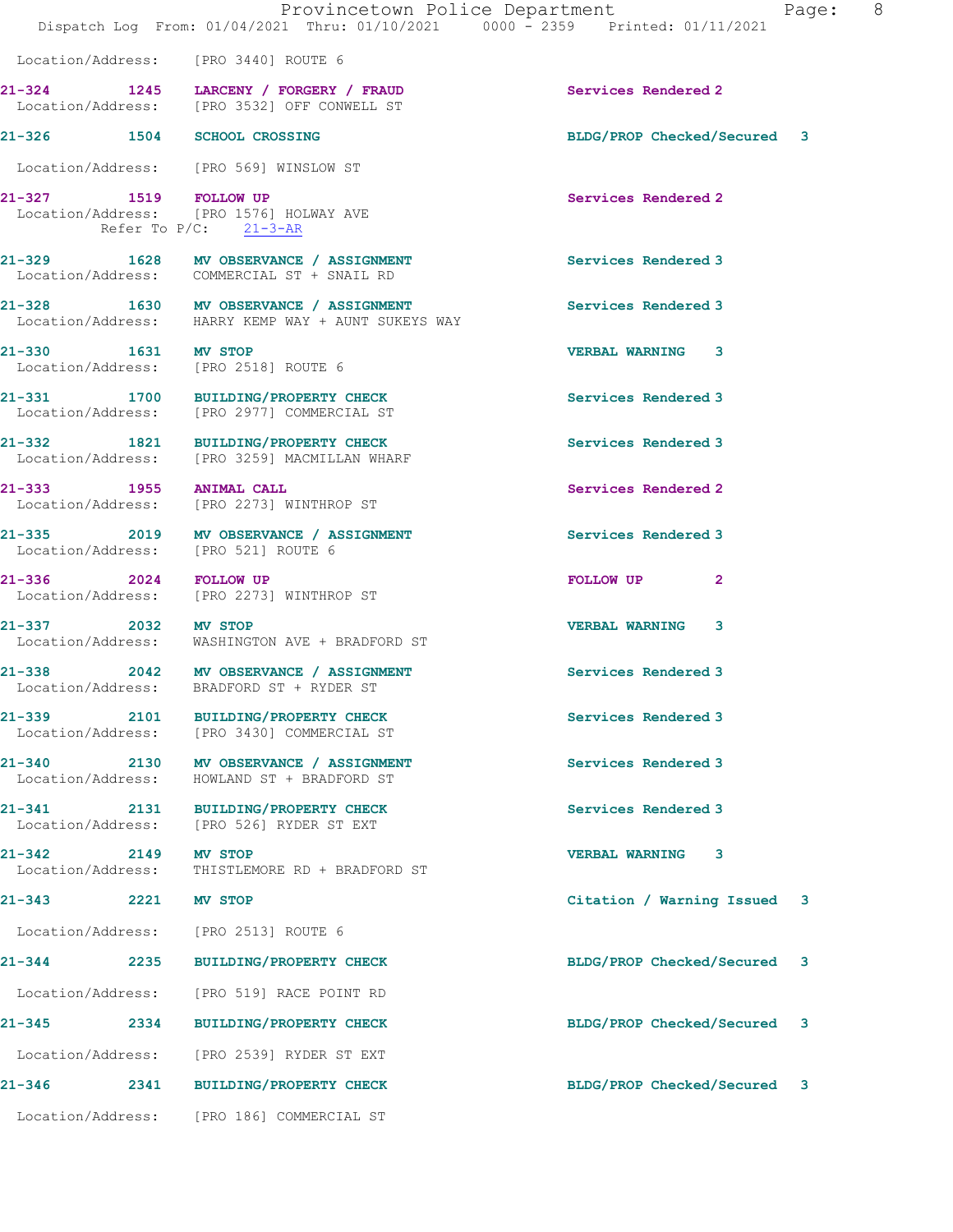Location/Address: [PRO 3440] ROUTE 6

**21-324 1245 LARCENY / FORGERY / FRAUD** Services Rendered 2
Location/Address: [PRO 3532] OFF CONWELL ST

**21-326 1504 SCHOOL CROSSING** BLDG/PROP Checked/Secured 3
Location/Address: [PRO 569] WINSLOW ST

**21-327 1519 FOLLOW UP** Services Rendered 2
Location/Address: [PRO 1576] HOLWAY AVE
Refer To P/C: 21-3-AR

**21-329 1628 MV OBSERVANCE / ASSIGNMENT** Services Rendered 3
Location/Address: COMMERCIAL ST + SNAIL RD

**21-328 1630 MV OBSERVANCE / ASSIGNMENT** Services Rendered 3
Location/Address: HARRY KEMP WAY + AUNT SUKEYS WAY

**21-330 1631 MV STOP** VERBAL WARNING 3
Location/Address: [PRO 2518] ROUTE 6

**21-331 1700 BUILDING/PROPERTY CHECK** Services Rendered 3
Location/Address: [PRO 2977] COMMERCIAL ST

**21-332 1821 BUILDING/PROPERTY CHECK** Services Rendered 3
Location/Address: [PRO 3259] MACMILLAN WHARF

**21-333 1955 ANIMAL CALL** Services Rendered 2
Location/Address: [PRO 2273] WINTHROP ST

**21-335 2019 MV OBSERVANCE / ASSIGNMENT** Services Rendered 3
Location/Address: [PRO 521] ROUTE 6

**21-336 2024 FOLLOW UP** FOLLOW UP 2
Location/Address: [PRO 2273] WINTHROP ST

**21-337 2032 MV STOP** VERBAL WARNING 3
Location/Address: WASHINGTON AVE + BRADFORD ST

**21-338 2042 MV OBSERVANCE / ASSIGNMENT** Services Rendered 3
Location/Address: BRADFORD ST + RYDER ST

**21-339 2101 BUILDING/PROPERTY CHECK** Services Rendered 3
Location/Address: [PRO 3430] COMMERCIAL ST

**21-340 2130 MV OBSERVANCE / ASSIGNMENT** Services Rendered 3
Location/Address: HOWLAND ST + BRADFORD ST

**21-341 2131 BUILDING/PROPERTY CHECK** Services Rendered 3
Location/Address: [PRO 526] RYDER ST EXT

**21-342 2149 MV STOP** VERBAL WARNING 3
Location/Address: THISTLEMORE RD + BRADFORD ST

**21-343 2221 MV STOP** Citation / Warning Issued 3
Location/Address: [PRO 2513] ROUTE 6

**21-344 2235 BUILDING/PROPERTY CHECK** BLDG/PROP Checked/Secured 3
Location/Address: [PRO 519] RACE POINT RD

**21-345 2334 BUILDING/PROPERTY CHECK** BLDG/PROP Checked/Secured 3
Location/Address: [PRO 2539] RYDER ST EXT

**21-346 2341 BUILDING/PROPERTY CHECK** BLDG/PROP Checked/Secured 3
Location/Address: [PRO 186] COMMERCIAL ST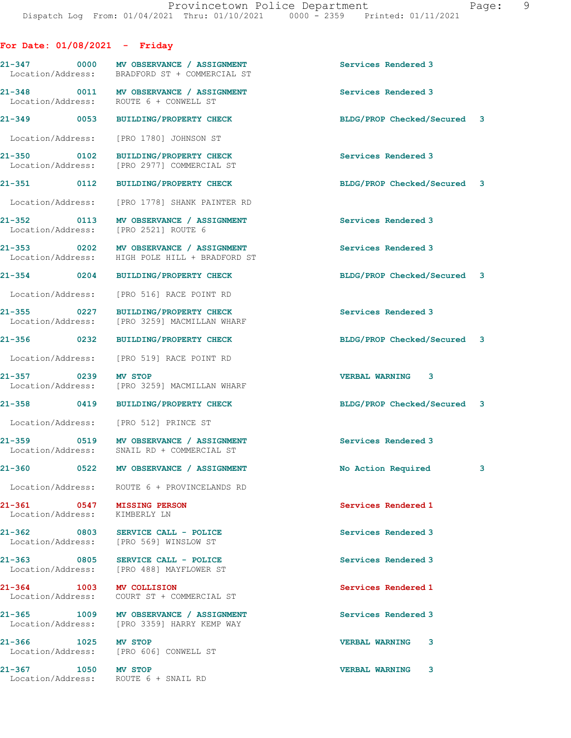**For Date: 01/08/2021 - Friday**

| | | | |
|---|---|---|---|
| 21-347 | 0000 | MV OBSERVANCE / ASSIGNMENT | Services Rendered 3 |
| Location/Address: | BRADFORD ST + COMMERCIAL ST | | |
| 21-348 | 0011 | MV OBSERVANCE / ASSIGNMENT | Services Rendered 3 |
| Location/Address: | ROUTE 6 + CONWELL ST | | |
| 21-349 | 0053 | BUILDING/PROPERTY CHECK | BLDG/PROP Checked/Secured 3 |
| Location/Address: | [PRO 1780] JOHNSON ST | | |
| 21-350 | 0102 | BUILDING/PROPERTY CHECK | Services Rendered 3 |
| Location/Address: | [PRO 2977] COMMERCIAL ST | | |
| 21-351 | 0112 | BUILDING/PROPERTY CHECK | BLDG/PROP Checked/Secured 3 |
| Location/Address: | [PRO 1778] SHANK PAINTER RD | | |
| 21-352 | 0113 | MV OBSERVANCE / ASSIGNMENT | Services Rendered 3 |
| Location/Address: | [PRO 2521] ROUTE 6 | | |
| 21-353 | 0202 | MV OBSERVANCE / ASSIGNMENT | Services Rendered 3 |
| Location/Address: | HIGH POLE HILL + BRADFORD ST | | |
| 21-354 | 0204 | BUILDING/PROPERTY CHECK | BLDG/PROP Checked/Secured 3 |
| Location/Address: | [PRO 516] RACE POINT RD | | |
| 21-355 | 0227 | BUILDING/PROPERTY CHECK | Services Rendered 3 |
| Location/Address: | [PRO 3259] MACMILLAN WHARF | | |
| 21-356 | 0232 | BUILDING/PROPERTY CHECK | BLDG/PROP Checked/Secured 3 |
| Location/Address: | [PRO 519] RACE POINT RD | | |
| 21-357 | 0239 | MV STOP | VERBAL WARNING 3 |
| Location/Address: | [PRO 3259] MACMILLAN WHARF | | |
| 21-358 | 0419 | BUILDING/PROPERTY CHECK | BLDG/PROP Checked/Secured 3 |
| Location/Address: | [PRO 512] PRINCE ST | | |
| 21-359 | 0519 | MV OBSERVANCE / ASSIGNMENT | Services Rendered 3 |
| Location/Address: | SNAIL RD + COMMERCIAL ST | | |
| 21-360 | 0522 | MV OBSERVANCE / ASSIGNMENT | No Action Required 3 |
| Location/Address: | ROUTE 6 + PROVINCELANDS RD | | |
| 21-361 | 0547 | MISSING PERSON | Services Rendered 1 |
| Location/Address: | KIMBERLY LN | | |
| 21-362 | 0803 | SERVICE CALL - POLICE | Services Rendered 3 |
| Location/Address: | [PRO 569] WINSLOW ST | | |
| 21-363 | 0805 | SERVICE CALL - POLICE | Services Rendered 3 |
| Location/Address: | [PRO 488] MAYFLOWER ST | | |
| 21-364 | 1003 | MV COLLISION | Services Rendered 1 |
| Location/Address: | COURT ST + COMMERCIAL ST | | |
| 21-365 | 1009 | MV OBSERVANCE / ASSIGNMENT | Services Rendered 3 |
| Location/Address: | [PRO 3359] HARRY KEMP WAY | | |
| 21-366 | 1025 | MV STOP | VERBAL WARNING 3 |
| Location/Address: | [PRO 606] CONWELL ST | | |
| 21-367 | 1050 | MV STOP | VERBAL WARNING 3 |
| Location/Address: | ROUTE 6 + SNAIL RD | | |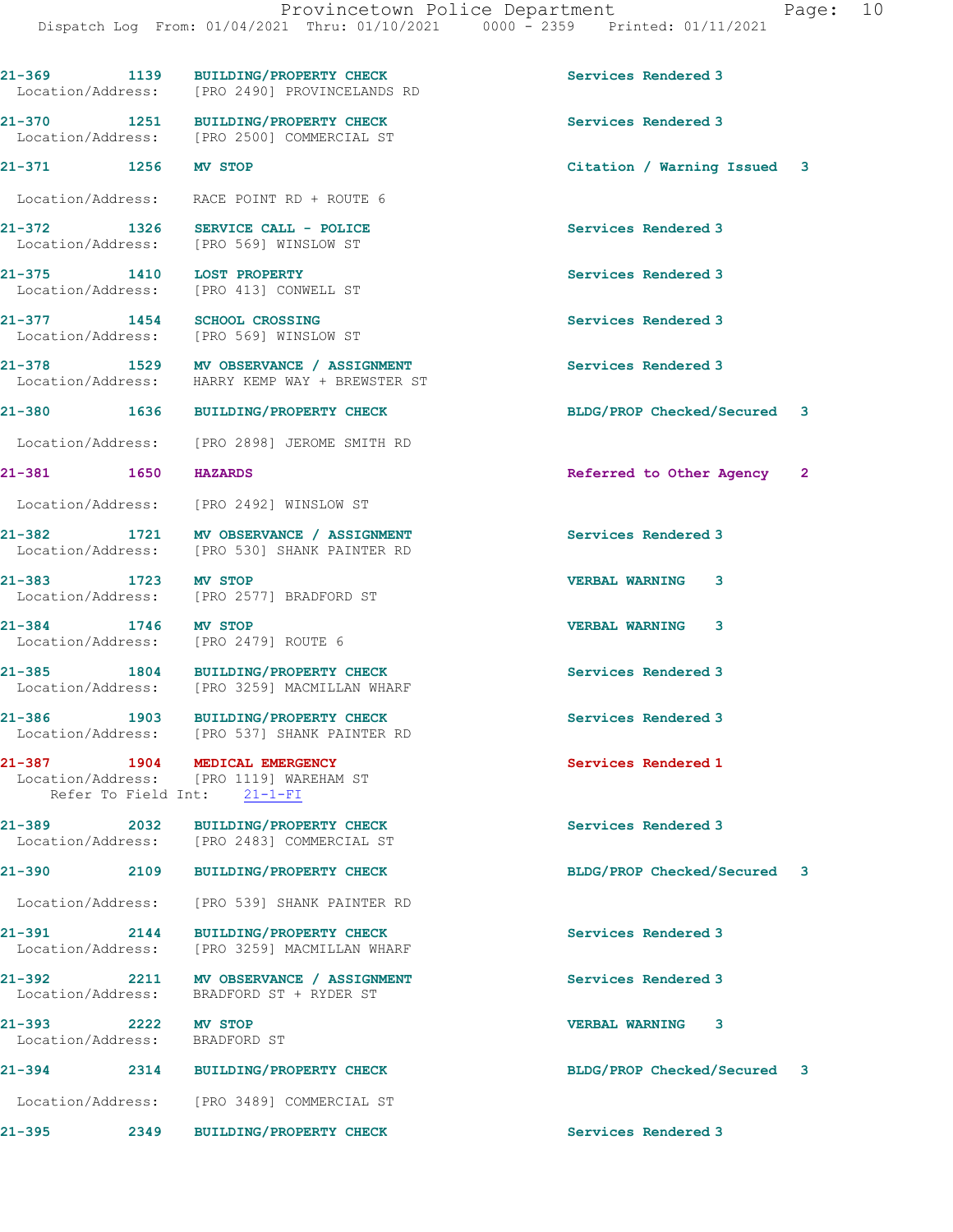21-369 1139 BUILDING/PROPERTY CHECK Services Rendered 3
Location/Address: [PRO 2490] PROVINCELANDS RD

21-370 1251 BUILDING/PROPERTY CHECK Services Rendered 3
Location/Address: [PRO 2500] COMMERCIAL ST

21-371 1256 MV STOP Citation / Warning Issued 3
Location/Address: RACE POINT RD + ROUTE 6

21-372 1326 SERVICE CALL - POLICE Services Rendered 3
Location/Address: [PRO 569] WINSLOW ST

21-375 1410 LOST PROPERTY Services Rendered 3
Location/Address: [PRO 413] CONWELL ST

21-377 1454 SCHOOL CROSSING Services Rendered 3
Location/Address: [PRO 569] WINSLOW ST

21-378 1529 MV OBSERVANCE / ASSIGNMENT Services Rendered 3
Location/Address: HARRY KEMP WAY + BREWSTER ST

21-380 1636 BUILDING/PROPERTY CHECK BLDG/PROP Checked/Secured 3
Location/Address: [PRO 2898] JEROME SMITH RD

21-381 1650 HAZARDS Referred to Other Agency 2
Location/Address: [PRO 2492] WINSLOW ST

21-382 1721 MV OBSERVANCE / ASSIGNMENT Services Rendered 3
Location/Address: [PRO 530] SHANK PAINTER RD

21-383 1723 MV STOP VERBAL WARNING 3
Location/Address: [PRO 2577] BRADFORD ST

21-384 1746 MV STOP VERBAL WARNING 3
Location/Address: [PRO 2479] ROUTE 6

21-385 1804 BUILDING/PROPERTY CHECK Services Rendered 3
Location/Address: [PRO 3259] MACMILLAN WHARF

21-386 1903 BUILDING/PROPERTY CHECK Services Rendered 3
Location/Address: [PRO 537] SHANK PAINTER RD

21-387 1904 MEDICAL EMERGENCY Services Rendered 1
Location/Address: [PRO 1119] WAREHAM ST
Refer To Field Int: 21-1-FI

21-389 2032 BUILDING/PROPERTY CHECK Services Rendered 3
Location/Address: [PRO 2483] COMMERCIAL ST

21-390 2109 BUILDING/PROPERTY CHECK BLDG/PROP Checked/Secured 3
Location/Address: [PRO 539] SHANK PAINTER RD

21-391 2144 BUILDING/PROPERTY CHECK Services Rendered 3
Location/Address: [PRO 3259] MACMILLAN WHARF

21-392 2211 MV OBSERVANCE / ASSIGNMENT Services Rendered 3
Location/Address: BRADFORD ST + RYDER ST

21-393 2222 MV STOP VERBAL WARNING 3
Location/Address: BRADFORD ST

21-394 2314 BUILDING/PROPERTY CHECK BLDG/PROP Checked/Secured 3
Location/Address: [PRO 3489] COMMERCIAL ST

21-395 2349 BUILDING/PROPERTY CHECK Services Rendered 3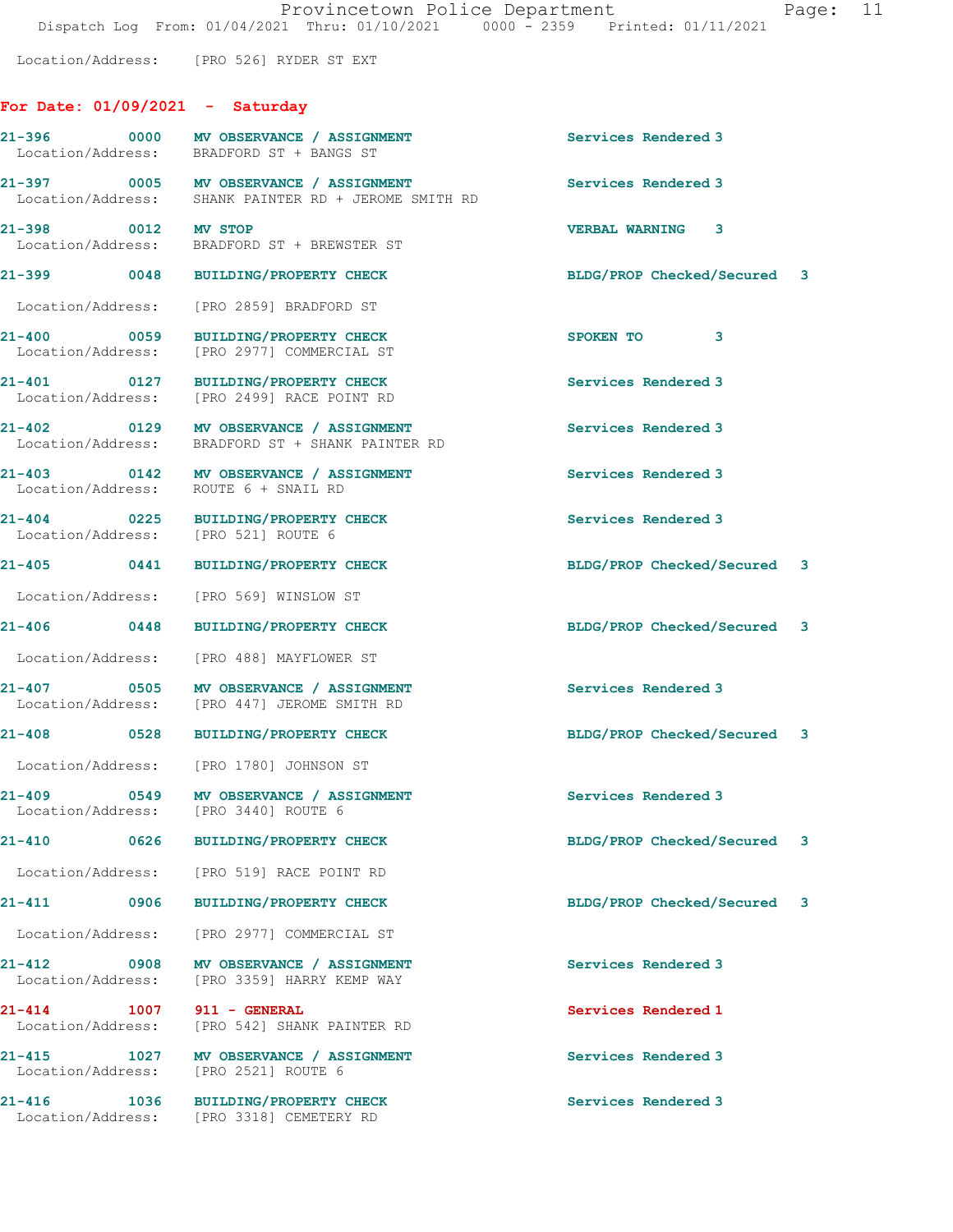Location/Address: [PRO 526] RYDER ST EXT

## For Date: 01/09/2021 - Saturday

| Call # | Time | Call Reason | Action | Priority |
|---|---|---|---|---|
| 21-396 | 0000 | MV OBSERVANCE / ASSIGNMENT | Services Rendered | 3 |
| | | Location/Address: BRADFORD ST + BANGS ST | | |
| 21-397 | 0005 | MV OBSERVANCE / ASSIGNMENT | Services Rendered | 3 |
| | | Location/Address: SHANK PAINTER RD + JEROME SMITH RD | | |
| 21-398 | 0012 | MV STOP | VERBAL WARNING | 3 |
| | | Location/Address: BRADFORD ST + BREWSTER ST | | |
| 21-399 | 0048 | BUILDING/PROPERTY CHECK | BLDG/PROP Checked/Secured | 3 |
| | | Location/Address: [PRO 2859] BRADFORD ST | | |
| 21-400 | 0059 | BUILDING/PROPERTY CHECK | SPOKEN TO | 3 |
| | | Location/Address: [PRO 2977] COMMERCIAL ST | | |
| 21-401 | 0127 | BUILDING/PROPERTY CHECK | Services Rendered | 3 |
| | | Location/Address: [PRO 2499] RACE POINT RD | | |
| 21-402 | 0129 | MV OBSERVANCE / ASSIGNMENT | Services Rendered | 3 |
| | | Location/Address: BRADFORD ST + SHANK PAINTER RD | | |
| 21-403 | 0142 | MV OBSERVANCE / ASSIGNMENT | Services Rendered | 3 |
| | | Location/Address: ROUTE 6 + SNAIL RD | | |
| 21-404 | 0225 | BUILDING/PROPERTY CHECK | Services Rendered | 3 |
| | | Location/Address: [PRO 521] ROUTE 6 | | |
| 21-405 | 0441 | BUILDING/PROPERTY CHECK | BLDG/PROP Checked/Secured | 3 |
| | | Location/Address: [PRO 569] WINSLOW ST | | |
| 21-406 | 0448 | BUILDING/PROPERTY CHECK | BLDG/PROP Checked/Secured | 3 |
| | | Location/Address: [PRO 488] MAYFLOWER ST | | |
| 21-407 | 0505 | MV OBSERVANCE / ASSIGNMENT | Services Rendered | 3 |
| | | Location/Address: [PRO 447] JEROME SMITH RD | | |
| 21-408 | 0528 | BUILDING/PROPERTY CHECK | BLDG/PROP Checked/Secured | 3 |
| | | Location/Address: [PRO 1780] JOHNSON ST | | |
| 21-409 | 0549 | MV OBSERVANCE / ASSIGNMENT | Services Rendered | 3 |
| | | Location/Address: [PRO 3440] ROUTE 6 | | |
| 21-410 | 0626 | BUILDING/PROPERTY CHECK | BLDG/PROP Checked/Secured | 3 |
| | | Location/Address: [PRO 519] RACE POINT RD | | |
| 21-411 | 0906 | BUILDING/PROPERTY CHECK | BLDG/PROP Checked/Secured | 3 |
| | | Location/Address: [PRO 2977] COMMERCIAL ST | | |
| 21-412 | 0908 | MV OBSERVANCE / ASSIGNMENT | Services Rendered | 3 |
| | | Location/Address: [PRO 3359] HARRY KEMP WAY | | |
| 21-414 | 1007 | 911 - GENERAL | Services Rendered | 1 |
| | | Location/Address: [PRO 542] SHANK PAINTER RD | | |
| 21-415 | 1027 | MV OBSERVANCE / ASSIGNMENT | Services Rendered | 3 |
| | | Location/Address: [PRO 2521] ROUTE 6 | | |
| 21-416 | 1036 | BUILDING/PROPERTY CHECK | Services Rendered | 3 |
| | | Location/Address: [PRO 3318] CEMETERY RD | | |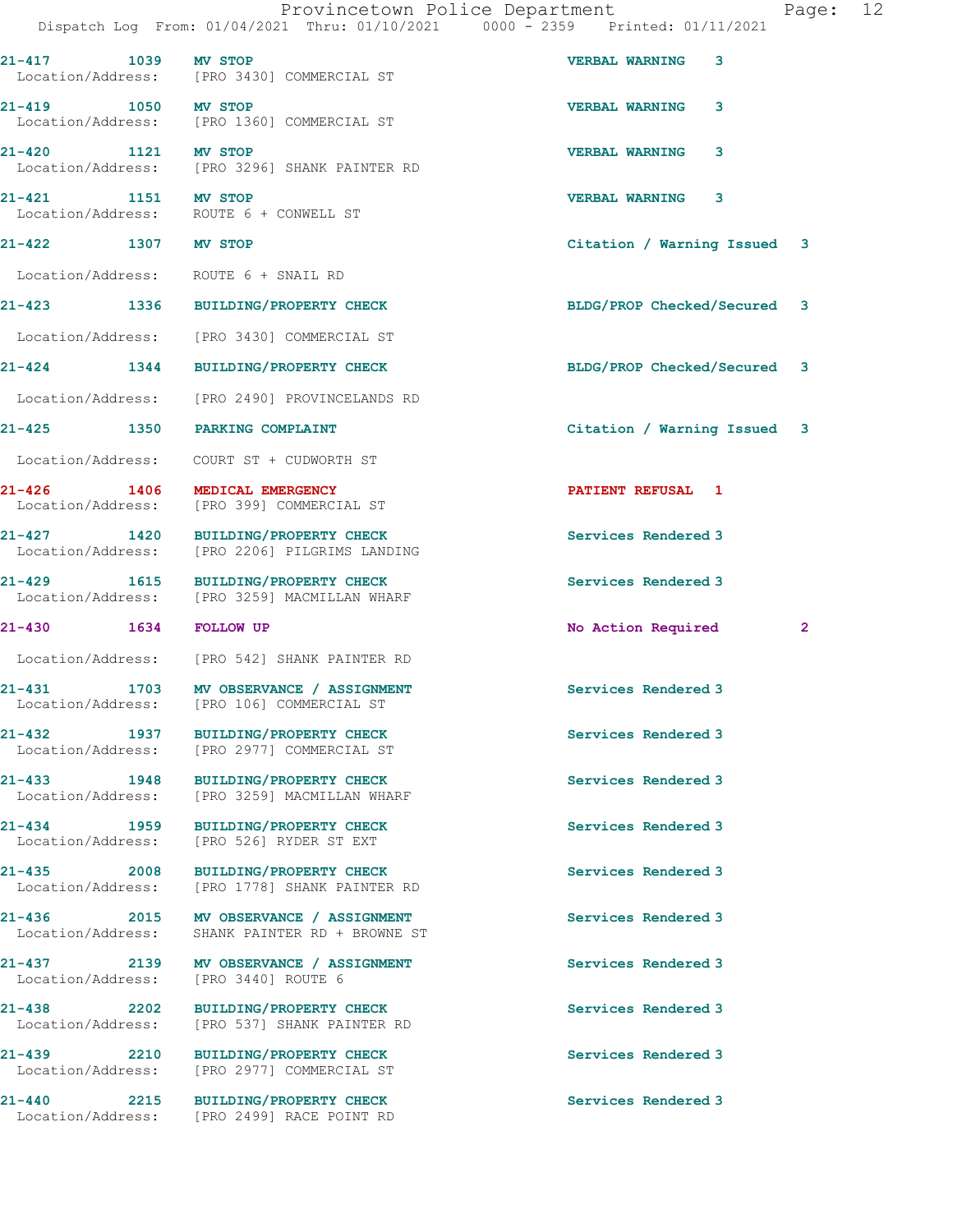21-417 1039 MV STOP VERBAL WARNING 3
Location/Address: [PRO 3430] COMMERCIAL ST

21-419 1050 MV STOP VERBAL WARNING 3
Location/Address: [PRO 1360] COMMERCIAL ST

21-420 1121 MV STOP VERBAL WARNING 3
Location/Address: [PRO 3296] SHANK PAINTER RD

21-421 1151 MV STOP VERBAL WARNING 3
Location/Address: ROUTE 6 + CONWELL ST

21-422 1307 MV STOP Citation / Warning Issued 3
Location/Address: ROUTE 6 + SNAIL RD

21-423 1336 BUILDING/PROPERTY CHECK BLDG/PROP Checked/Secured 3
Location/Address: [PRO 3430] COMMERCIAL ST

21-424 1344 BUILDING/PROPERTY CHECK BLDG/PROP Checked/Secured 3
Location/Address: [PRO 2490] PROVINCELANDS RD

21-425 1350 PARKING COMPLAINT Citation / Warning Issued 3
Location/Address: COURT ST + CUDWORTH ST

21-426 1406 MEDICAL EMERGENCY PATIENT REFUSAL 1
Location/Address: [PRO 399] COMMERCIAL ST

21-427 1420 BUILDING/PROPERTY CHECK Services Rendered 3
Location/Address: [PRO 2206] PILGRIMS LANDING

21-429 1615 BUILDING/PROPERTY CHECK Services Rendered 3
Location/Address: [PRO 3259] MACMILLAN WHARF

21-430 1634 FOLLOW UP No Action Required 2
Location/Address: [PRO 542] SHANK PAINTER RD

21-431 1703 MV OBSERVANCE / ASSIGNMENT Services Rendered 3
Location/Address: [PRO 106] COMMERCIAL ST

21-432 1937 BUILDING/PROPERTY CHECK Services Rendered 3
Location/Address: [PRO 2977] COMMERCIAL ST

21-433 1948 BUILDING/PROPERTY CHECK Services Rendered 3
Location/Address: [PRO 3259] MACMILLAN WHARF

21-434 1959 BUILDING/PROPERTY CHECK Services Rendered 3
Location/Address: [PRO 526] RYDER ST EXT

21-435 2008 BUILDING/PROPERTY CHECK Services Rendered 3
Location/Address: [PRO 1778] SHANK PAINTER RD

21-436 2015 MV OBSERVANCE / ASSIGNMENT Services Rendered 3
Location/Address: SHANK PAINTER RD + BROWNE ST

21-437 2139 MV OBSERVANCE / ASSIGNMENT Services Rendered 3
Location/Address: [PRO 3440] ROUTE 6

21-438 2202 BUILDING/PROPERTY CHECK Services Rendered 3
Location/Address: [PRO 537] SHANK PAINTER RD

21-439 2210 BUILDING/PROPERTY CHECK Services Rendered 3
Location/Address: [PRO 2977] COMMERCIAL ST

21-440 2215 BUILDING/PROPERTY CHECK Services Rendered 3
Location/Address: [PRO 2499] RACE POINT RD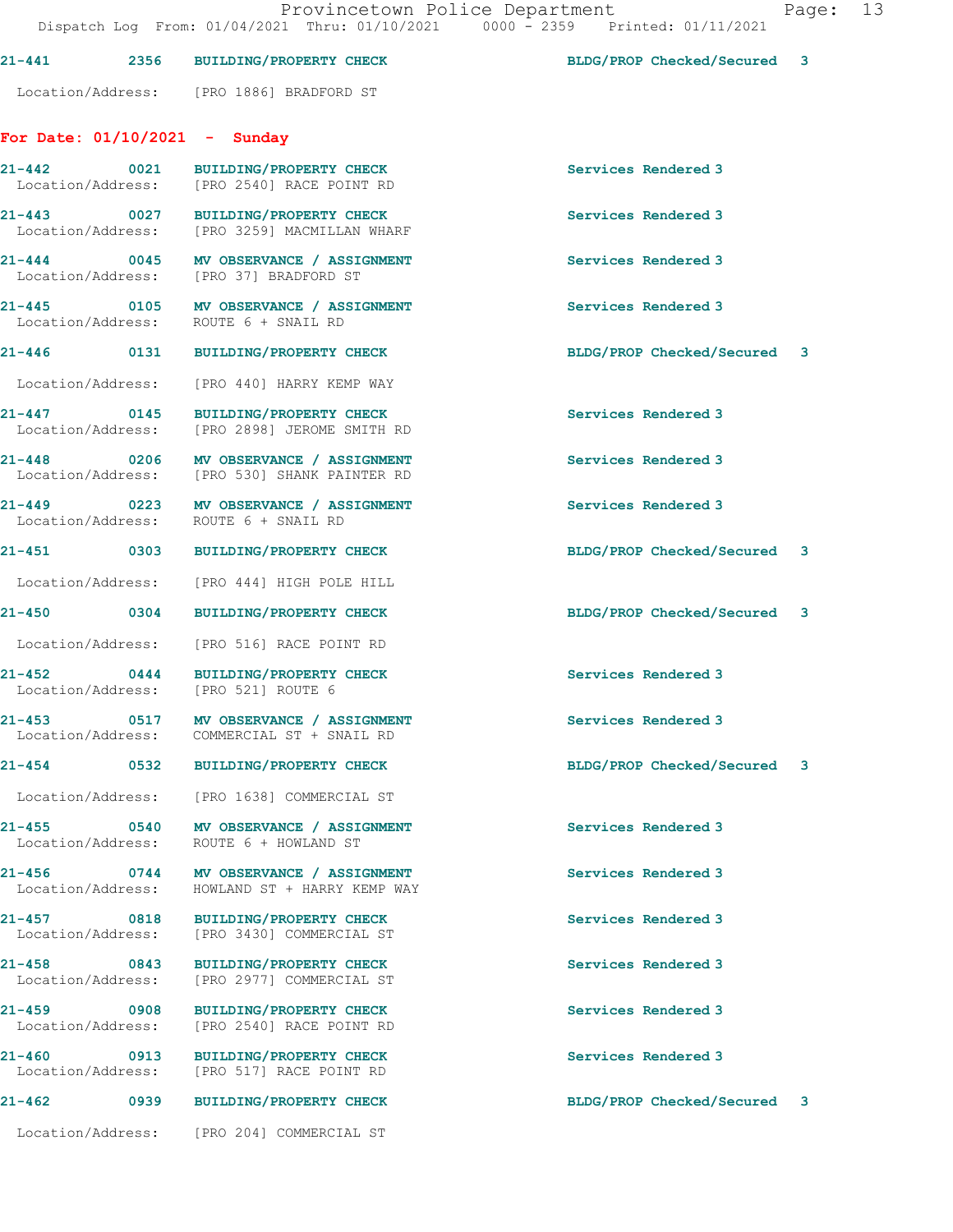21-441 2356 BUILDING/PROPERTY CHECK BLDG/PROP Checked/Secured 3

Location/Address: [PRO 1886] BRADFORD ST

**For Date: 01/10/2021 - Sunday**

21-442 0021 BUILDING/PROPERTY CHECK Services Rendered 3
Location/Address: [PRO 2540] RACE POINT RD

21-443 0027 BUILDING/PROPERTY CHECK Services Rendered 3
Location/Address: [PRO 3259] MACMILLAN WHARF

21-444 0045 MV OBSERVANCE / ASSIGNMENT Services Rendered 3
Location/Address: [PRO 37] BRADFORD ST

21-445 0105 MV OBSERVANCE / ASSIGNMENT Services Rendered 3
Location/Address: ROUTE 6 + SNAIL RD

21-446 0131 BUILDING/PROPERTY CHECK BLDG/PROP Checked/Secured 3

Location/Address: [PRO 440] HARRY KEMP WAY

21-447 0145 BUILDING/PROPERTY CHECK Services Rendered 3
Location/Address: [PRO 2898] JEROME SMITH RD

21-448 0206 MV OBSERVANCE / ASSIGNMENT Services Rendered 3
Location/Address: [PRO 530] SHANK PAINTER RD

21-449 0223 MV OBSERVANCE / ASSIGNMENT Services Rendered 3
Location/Address: ROUTE 6 + SNAIL RD

21-451 0303 BUILDING/PROPERTY CHECK BLDG/PROP Checked/Secured 3

Location/Address: [PRO 444] HIGH POLE HILL

21-450 0304 BUILDING/PROPERTY CHECK BLDG/PROP Checked/Secured 3

Location/Address: [PRO 516] RACE POINT RD

21-452 0444 BUILDING/PROPERTY CHECK Services Rendered 3
Location/Address: [PRO 521] ROUTE 6

21-453 0517 MV OBSERVANCE / ASSIGNMENT Services Rendered 3
Location/Address: COMMERCIAL ST + SNAIL RD

21-454 0532 BUILDING/PROPERTY CHECK BLDG/PROP Checked/Secured 3

Location/Address: [PRO 1638] COMMERCIAL ST

21-455 0540 MV OBSERVANCE / ASSIGNMENT Services Rendered 3
Location/Address: ROUTE 6 + HOWLAND ST

21-456 0744 MV OBSERVANCE / ASSIGNMENT Services Rendered 3
Location/Address: HOWLAND ST + HARRY KEMP WAY

21-457 0818 BUILDING/PROPERTY CHECK Services Rendered 3
Location/Address: [PRO 3430] COMMERCIAL ST

21-458 0843 BUILDING/PROPERTY CHECK Services Rendered 3
Location/Address: [PRO 2977] COMMERCIAL ST

21-459 0908 BUILDING/PROPERTY CHECK Services Rendered 3
Location/Address: [PRO 2540] RACE POINT RD

21-460 0913 BUILDING/PROPERTY CHECK Services Rendered 3
Location/Address: [PRO 517] RACE POINT RD

21-462 0939 BUILDING/PROPERTY CHECK BLDG/PROP Checked/Secured 3

Location/Address: [PRO 204] COMMERCIAL ST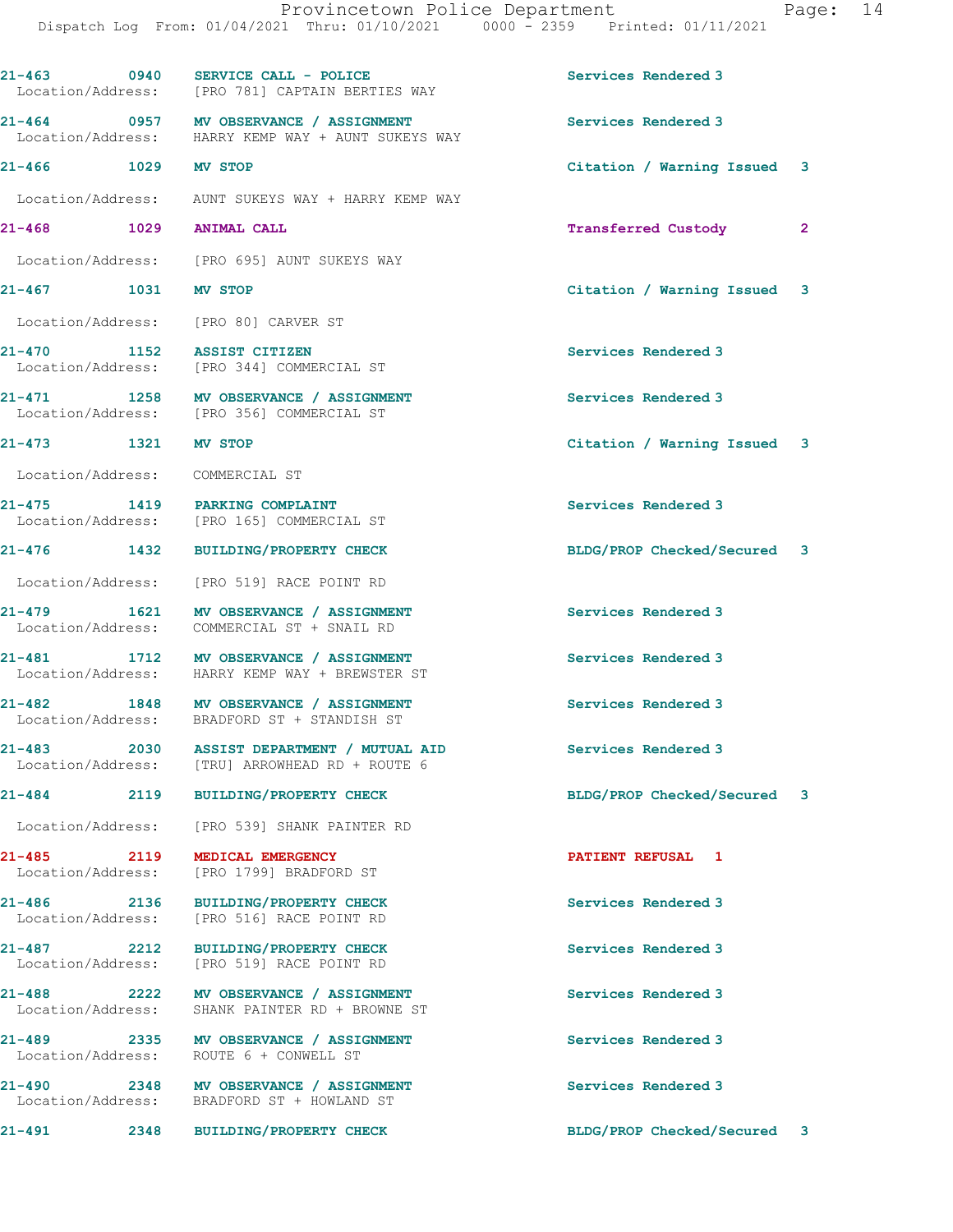| Call # | Time | Call Reason | Action | Priority |
|---|---|---|---|---|
| 21-463 | 0940 | SERVICE CALL - POLICE | Services Rendered | 3 |
| Location/Address: | | [PRO 781] CAPTAIN BERTIES WAY | | |
| 21-464 | 0957 | MV OBSERVANCE / ASSIGNMENT | Services Rendered | 3 |
| Location/Address: | | HARRY KEMP WAY + AUNT SUKEYS WAY | | |
| 21-466 | 1029 | MV STOP | Citation / Warning Issued | 3 |
| Location/Address: | | AUNT SUKEYS WAY + HARRY KEMP WAY | | |
| 21-468 | 1029 | ANIMAL CALL | Transferred Custody | 2 |
| Location/Address: | | [PRO 695] AUNT SUKEYS WAY | | |
| 21-467 | 1031 | MV STOP | Citation / Warning Issued | 3 |
| Location/Address: | | [PRO 80] CARVER ST | | |
| 21-470 | 1152 | ASSIST CITIZEN | Services Rendered | 3 |
| Location/Address: | | [PRO 344] COMMERCIAL ST | | |
| 21-471 | 1258 | MV OBSERVANCE / ASSIGNMENT | Services Rendered | 3 |
| Location/Address: | | [PRO 356] COMMERCIAL ST | | |
| 21-473 | 1321 | MV STOP | Citation / Warning Issued | 3 |
| Location/Address: | | COMMERCIAL ST | | |
| 21-475 | 1419 | PARKING COMPLAINT | Services Rendered | 3 |
| Location/Address: | | [PRO 165] COMMERCIAL ST | | |
| 21-476 | 1432 | BUILDING/PROPERTY CHECK | BLDG/PROP Checked/Secured | 3 |
| Location/Address: | | [PRO 519] RACE POINT RD | | |
| 21-479 | 1621 | MV OBSERVANCE / ASSIGNMENT | Services Rendered | 3 |
| Location/Address: | | COMMERCIAL ST + SNAIL RD | | |
| 21-481 | 1712 | MV OBSERVANCE / ASSIGNMENT | Services Rendered | 3 |
| Location/Address: | | HARRY KEMP WAY + BREWSTER ST | | |
| 21-482 | 1848 | MV OBSERVANCE / ASSIGNMENT | Services Rendered | 3 |
| Location/Address: | | BRADFORD ST + STANDISH ST | | |
| 21-483 | 2030 | ASSIST DEPARTMENT / MUTUAL AID | Services Rendered | 3 |
| Location/Address: | | [TRU] ARROWHEAD RD + ROUTE 6 | | |
| 21-484 | 2119 | BUILDING/PROPERTY CHECK | BLDG/PROP Checked/Secured | 3 |
| Location/Address: | | [PRO 539] SHANK PAINTER RD | | |
| 21-485 | 2119 | MEDICAL EMERGENCY | PATIENT REFUSAL | 1 |
| Location/Address: | | [PRO 1799] BRADFORD ST | | |
| 21-486 | 2136 | BUILDING/PROPERTY CHECK | Services Rendered | 3 |
| Location/Address: | | [PRO 516] RACE POINT RD | | |
| 21-487 | 2212 | BUILDING/PROPERTY CHECK | Services Rendered | 3 |
| Location/Address: | | [PRO 519] RACE POINT RD | | |
| 21-488 | 2222 | MV OBSERVANCE / ASSIGNMENT | Services Rendered | 3 |
| Location/Address: | | SHANK PAINTER RD + BROWNE ST | | |
| 21-489 | 2335 | MV OBSERVANCE / ASSIGNMENT | Services Rendered | 3 |
| Location/Address: | | ROUTE 6 + CONWELL ST | | |
| 21-490 | 2348 | MV OBSERVANCE / ASSIGNMENT | Services Rendered | 3 |
| Location/Address: | | BRADFORD ST + HOWLAND ST | | |
| 21-491 | 2348 | BUILDING/PROPERTY CHECK | BLDG/PROP Checked/Secured | 3 |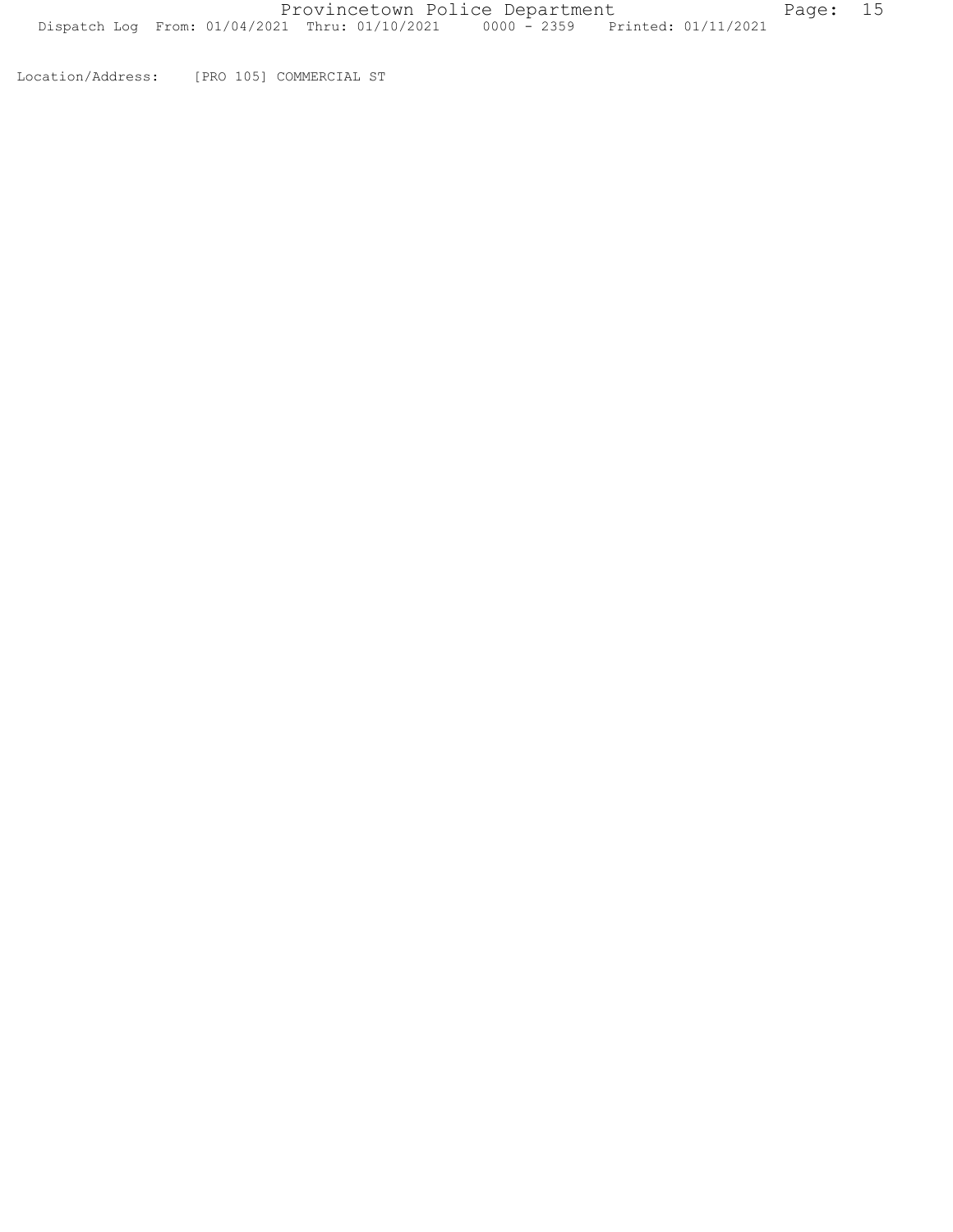Location/Address: [PRO 105] COMMERCIAL ST